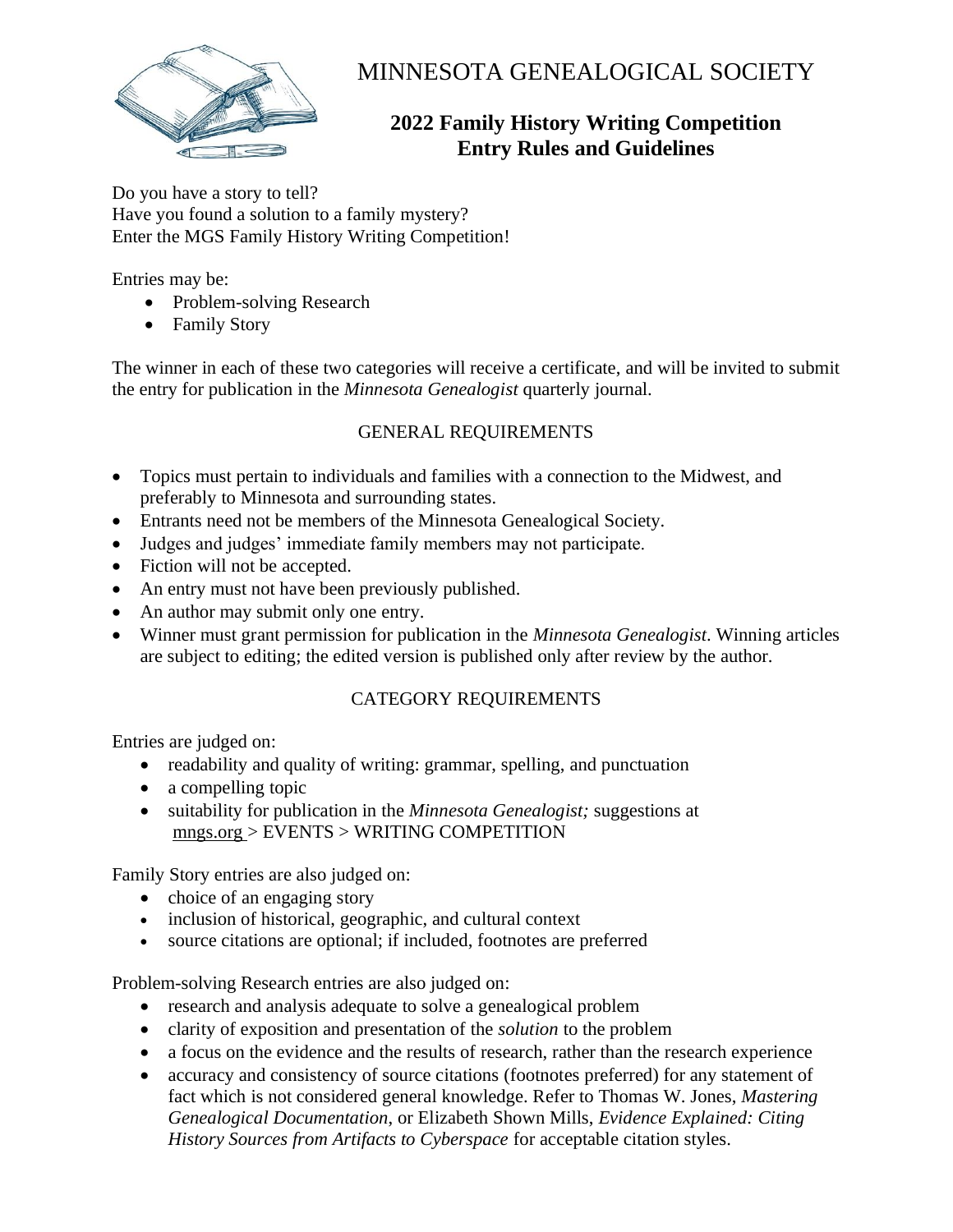# MINNESOTA GENEALOGICAL SOCIETY

## 2022 Family History Writing Competition
## Entry Rules and Guidelines

Do you have a story to tell?
Have you found a solution to a family mystery?
Enter the MGS Family History Writing Competition!

Entries may be:

- Problem-solving Research
- Family Story

The winner in each of these two categories will receive a certificate, and will be invited to submit the entry for publication in the *Minnesota Genealogist* quarterly journal.

### GENERAL REQUIREMENTS

- Topics must pertain to individuals and families with a connection to the Midwest, and preferably to Minnesota and surrounding states.
- Entrants need not be members of the Minnesota Genealogical Society.
- Judges and judges' immediate family members may not participate.
- Fiction will not be accepted.
- An entry must not have been previously published.
- An author may submit only one entry.
- Winner must grant permission for publication in the *Minnesota Genealogist*. Winning articles are subject to editing; the edited version is published only after review by the author.

### CATEGORY REQUIREMENTS

Entries are judged on:

- readability and quality of writing: grammar, spelling, and punctuation
- a compelling topic
- suitability for publication in the *Minnesota Genealogist;* suggestions at mngs.org > EVENTS > WRITING COMPETITION

Family Story entries are also judged on:

- choice of an engaging story
- inclusion of historical, geographic, and cultural context
- source citations are optional; if included, footnotes are preferred

Problem-solving Research entries are also judged on:

- research and analysis adequate to solve a genealogical problem
- clarity of exposition and presentation of the *solution* to the problem
- a focus on the evidence and the results of research, rather than the research experience
- accuracy and consistency of source citations (footnotes preferred) for any statement of fact which is not considered general knowledge. Refer to Thomas W. Jones, *Mastering Genealogical Documentation*, or Elizabeth Shown Mills, *Evidence Explained: Citing History Sources from Artifacts to Cyberspace* for acceptable citation styles.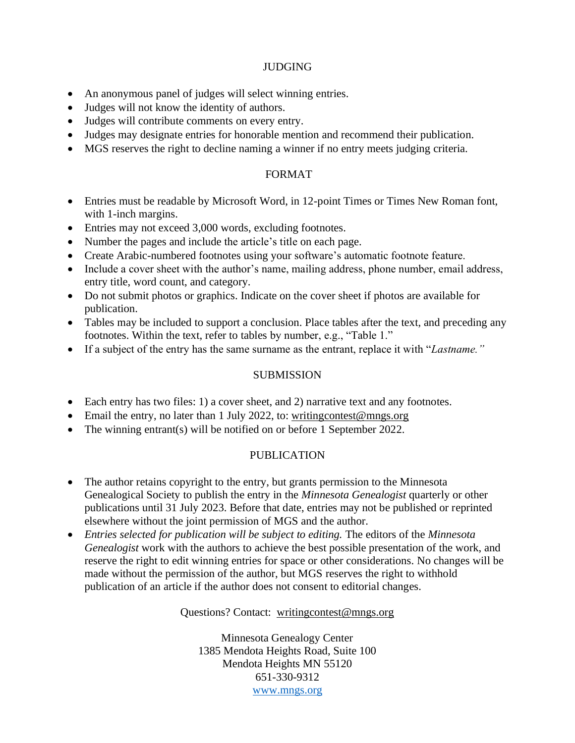## JUDGING

- An anonymous panel of judges will select winning entries.
- Judges will not know the identity of authors.
- Judges will contribute comments on every entry.
- Judges may designate entries for honorable mention and recommend their publication.
- MGS reserves the right to decline naming a winner if no entry meets judging criteria.

## FORMAT

- Entries must be readable by Microsoft Word, in 12-point Times or Times New Roman font, with 1-inch margins.
- Entries may not exceed 3,000 words, excluding footnotes.
- Number the pages and include the article's title on each page.
- Create Arabic-numbered footnotes using your software's automatic footnote feature.
- Include a cover sheet with the author's name, mailing address, phone number, email address, entry title, word count, and category.
- Do not submit photos or graphics. Indicate on the cover sheet if photos are available for publication.
- Tables may be included to support a conclusion. Place tables after the text, and preceding any footnotes. Within the text, refer to tables by number, e.g., "Table 1."
- If a subject of the entry has the same surname as the entrant, replace it with "*Lastname.*"

## SUBMISSION

- Each entry has two files: 1) a cover sheet, and 2) narrative text and any footnotes.
- Email the entry, no later than 1 July 2022, to: writingcontest@mngs.org
- The winning entrant(s) will be notified on or before 1 September 2022.

## PUBLICATION

- The author retains copyright to the entry, but grants permission to the Minnesota Genealogical Society to publish the entry in the *Minnesota Genealogist* quarterly or other publications until 31 July 2023. Before that date, entries may not be published or reprinted elsewhere without the joint permission of MGS and the author.
- *Entries selected for publication will be subject to editing.* The editors of the *Minnesota Genealogist* work with the authors to achieve the best possible presentation of the work, and reserve the right to edit winning entries for space or other considerations. No changes will be made without the permission of the author, but MGS reserves the right to withhold publication of an article if the author does not consent to editorial changes.

Questions? Contact: writingcontest@mngs.org

Minnesota Genealogy Center
1385 Mendota Heights Road, Suite 100
Mendota Heights MN 55120
651-330-9312
www.mngs.org